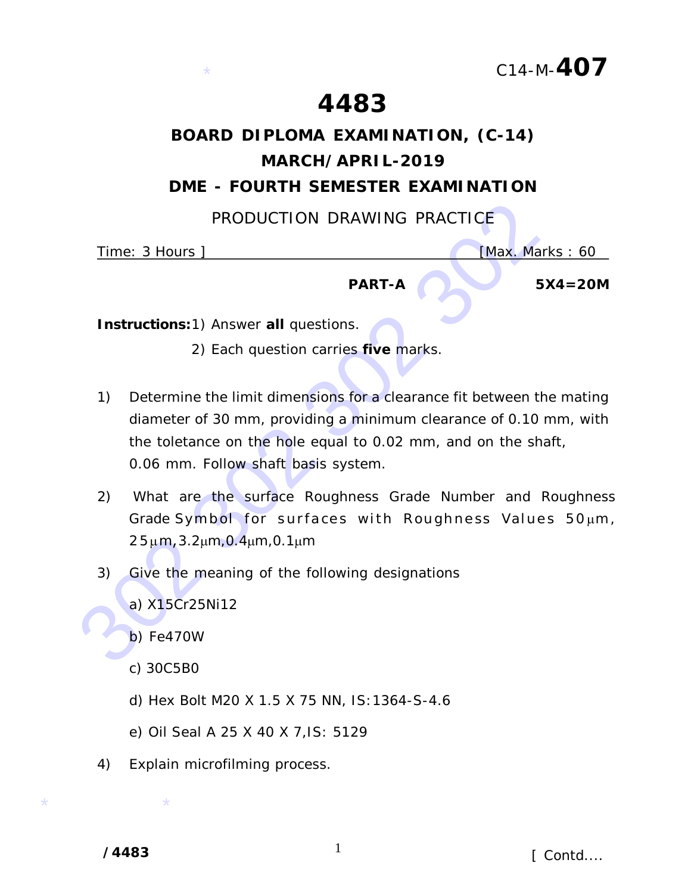C14-M-**407**

# 4483

## BOARD DIPLOMA EXAMINATION, (C-14)

## MARCH/APRIL-2019

## DME - FOURTH SEMESTER EXAMINATION

PRODUCTION DRAWING PRACTICE

Time: 3 Hours ] [Max. Marks : 60

**PART-A** **5X4=20M**

**Instructions:** 1) Answer **all** questions.

2) Each question carries **five** marks.

1) Determine the limit dimensions for a clearance fit between the mating diameter of 30 mm, providing a minimum clearance of 0.10 mm, with the toletance on the hole equal to 0.02 mm, and on the shaft, 0.06 mm. Follow shaft basis system.

2) What are the surface Roughness Grade Number and Roughness Grade Symbol for surfaces with Roughness Values 50μm, 25μm, 3.2μm, 0.4μm, 0.1μm

3) Give the meaning of the following designations

a) X15Cr25Ni12

b) Fe470W

c) 30C5B0

d) Hex Bolt M20 X 1.5 X 75 NN, IS:1364-S-4.6

e) Oil Seal A 25 X 40 X 7, IS: 5129

4) Explain microfilming process.

/4483 [ Contd....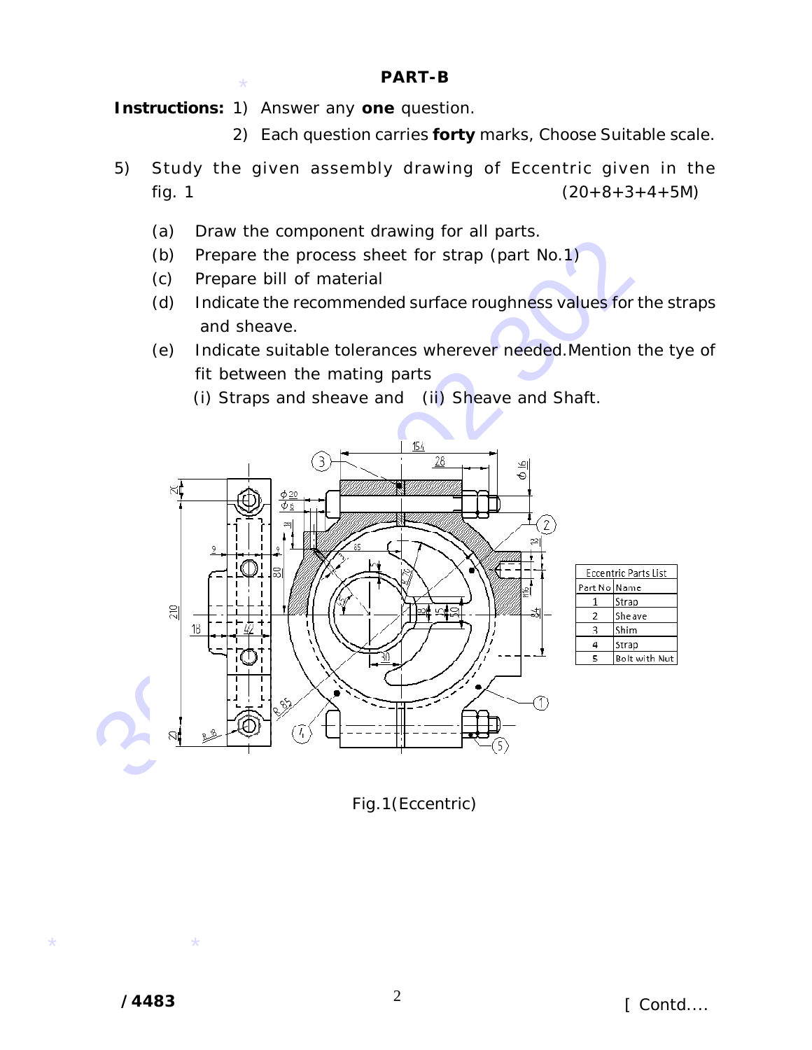## PART-B

**Instructions:** 1) Answer any **one** question.

2) Each question carries **forty** marks, Choose Suitable scale.

5) Study the given assembly drawing of Eccentric given in the fig. 1 (20+8+3+4+5M)

(a) Draw the component drawing for all parts.

(b) Prepare the process sheet for strap (part No.1)

(c) Prepare bill of material

(d) Indicate the recommended surface roughness values for the straps and sheave.

(e) Indicate suitable tolerances wherever needed.Mention the tye of fit between the mating parts

(i) Straps and sheave and (ii) Sheave and Shaft.

| Eccentric Parts List | |
|---|---|
| Part No | Name |
| 1 | Strap |
| 2 | Sheave |
| 3 | Shim |
| 4 | Strap |
| 5 | Bolt with Nut |

Fig.1(Eccentric)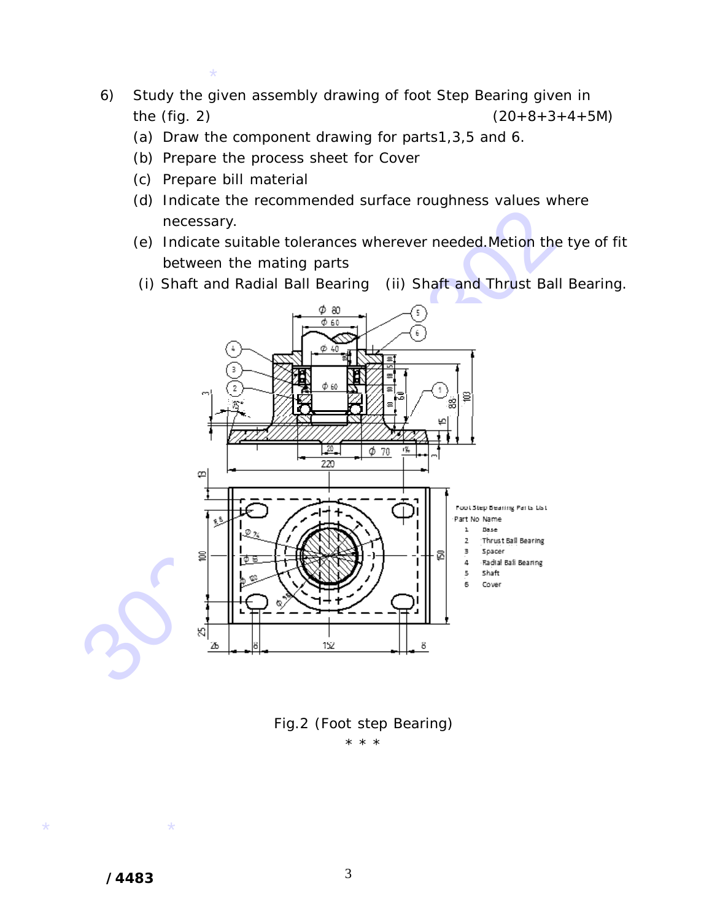6) Study the given assembly drawing of foot Step Bearing given in the (fig. 2) (20+8+3+4+5M)

(a) Draw the component drawing for parts1,3,5 and 6.

(b) Prepare the process sheet for Cover

(c) Prepare bill material

(d) Indicate the recommended surface roughness values where necessary.

(e) Indicate suitable tolerances wherever needed.Metion the tye of fit between the mating parts

(i) Shaft and Radial Ball Bearing (ii) Shaft and Thrust Ball Bearing.

Foot Step Bearing Parts List

Part No Name

1 Base

2 Thrust Ball Bearing

3 Spacer

4 Radial Ball Bearing

5 Shaft

6 Cover

Fig.2 (Foot step Bearing)

* * *

/ 4483